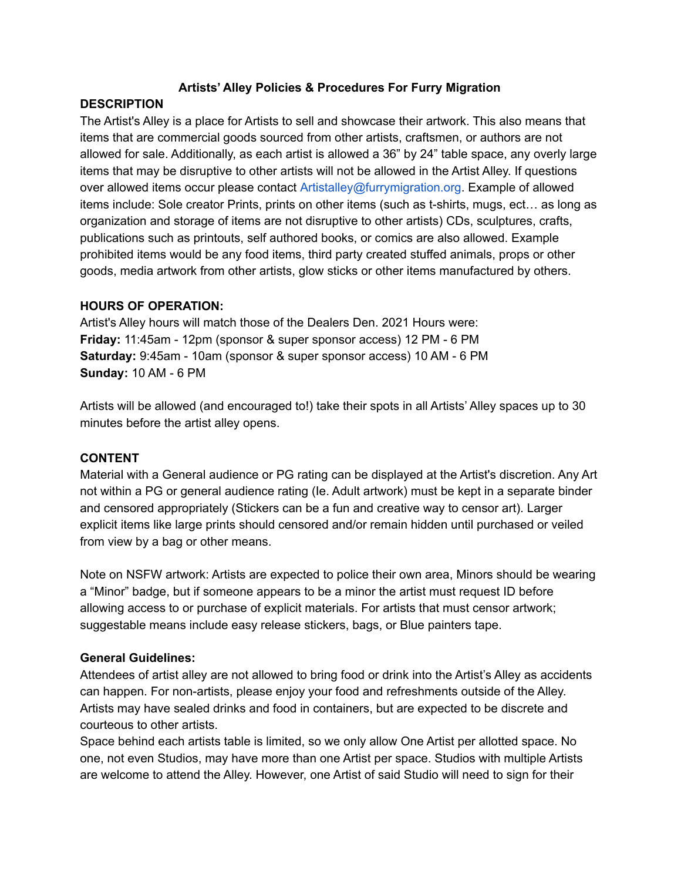**Artists' Alley Policies & Procedures For Furry Migration**

**DESCRIPTION**

The Artist's Alley is a place for Artists to sell and showcase their artwork. This also means that items that are commercial goods sourced from other artists, craftsmen, or authors are not allowed for sale. Additionally, as each artist is allowed a 36" by 24" table space, any overly large items that may be disruptive to other artists will not be allowed in the Artist Alley. If questions over allowed items occur please contact Artistalley@furrymigration.org. Example of allowed items include: Sole creator Prints, prints on other items (such as t-shirts, mugs, ect… as long as organization and storage of items are not disruptive to other artists) CDs, sculptures, crafts, publications such as printouts, self authored books, or comics are also allowed. Example prohibited items would be any food items, third party created stuffed animals, props or other goods, media artwork from other artists, glow sticks or other items manufactured by others.

**HOURS OF OPERATION:**

Artist's Alley hours will match those of the Dealers Den. 2021 Hours were:
**Friday:** 11:45am - 12pm (sponsor & super sponsor access) 12 PM - 6 PM
**Saturday:** 9:45am - 10am (sponsor & super sponsor access) 10 AM - 6 PM
**Sunday:** 10 AM - 6 PM

Artists will be allowed (and encouraged to!) take their spots in all Artists' Alley spaces up to 30 minutes before the artist alley opens.

**CONTENT**

Material with a General audience or PG rating can be displayed at the Artist's discretion. Any Art not within a PG or general audience rating (Ie. Adult artwork) must be kept in a separate binder and censored appropriately (Stickers can be a fun and creative way to censor art). Larger explicit items like large prints should censored and/or remain hidden until purchased or veiled from view by a bag or other means.

Note on NSFW artwork: Artists are expected to police their own area, Minors should be wearing a "Minor" badge, but if someone appears to be a minor the artist must request ID before allowing access to or purchase of explicit materials. For artists that must censor artwork; suggestable means include easy release stickers, bags, or Blue painters tape.

**General Guidelines:**

Attendees of artist alley are not allowed to bring food or drink into the Artist's Alley as accidents can happen. For non-artists, please enjoy your food and refreshments outside of the Alley. Artists may have sealed drinks and food in containers, but are expected to be discrete and courteous to other artists.
Space behind each artists table is limited, so we only allow One Artist per allotted space. No one, not even Studios, may have more than one Artist per space. Studios with multiple Artists are welcome to attend the Alley. However, one Artist of said Studio will need to sign for their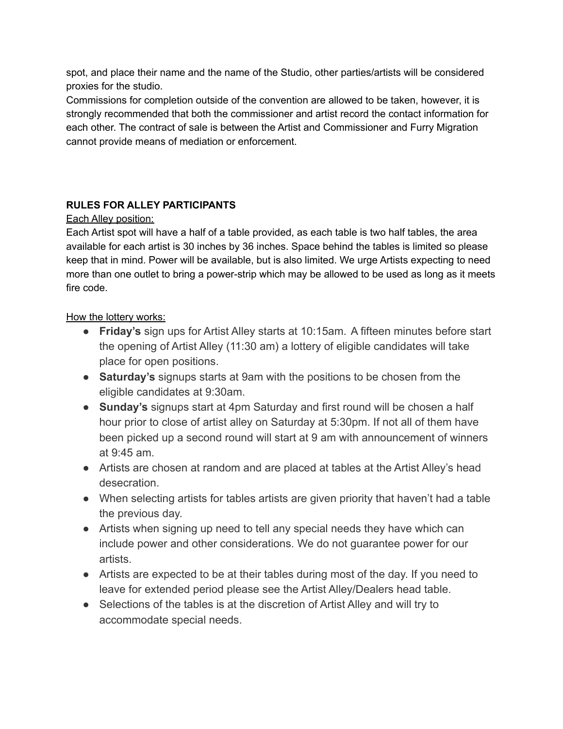spot, and place their name and the name of the Studio, other parties/artists will be considered proxies for the studio.
Commissions for completion outside of the convention are allowed to be taken, however, it is strongly recommended that both the commissioner and artist record the contact information for each other. The contract of sale is between the Artist and Commissioner and Furry Migration cannot provide means of mediation or enforcement.

**RULES FOR ALLEY PARTICIPANTS**

<u>Each Alley position:</u>
Each Artist spot will have a half of a table provided, as each table is two half tables, the area available for each artist is 30 inches by 36 inches. Space behind the tables is limited so please keep that in mind. Power will be available, but is also limited. We urge Artists expecting to need more than one outlet to bring a power-strip which may be allowed to be used as long as it meets fire code.

<u>How the lottery works:</u>

- **Friday's** sign ups for Artist Alley starts at 10:15am. A fifteen minutes before start the opening of Artist Alley (11:30 am) a lottery of eligible candidates will take place for open positions.
- **Saturday's** signups starts at 9am with the positions to be chosen from the eligible candidates at 9:30am.
- **Sunday's** signups start at 4pm Saturday and first round will be chosen a half hour prior to close of artist alley on Saturday at 5:30pm. If not all of them have been picked up a second round will start at 9 am with announcement of winners at 9:45 am.
- Artists are chosen at random and are placed at tables at the Artist Alley's head desecration.
- When selecting artists for tables artists are given priority that haven't had a table the previous day.
- Artists when signing up need to tell any special needs they have which can include power and other considerations. We do not guarantee power for our artists.
- Artists are expected to be at their tables during most of the day. If you need to leave for extended period please see the Artist Alley/Dealers head table.
- Selections of the tables is at the discretion of Artist Alley and will try to accommodate special needs.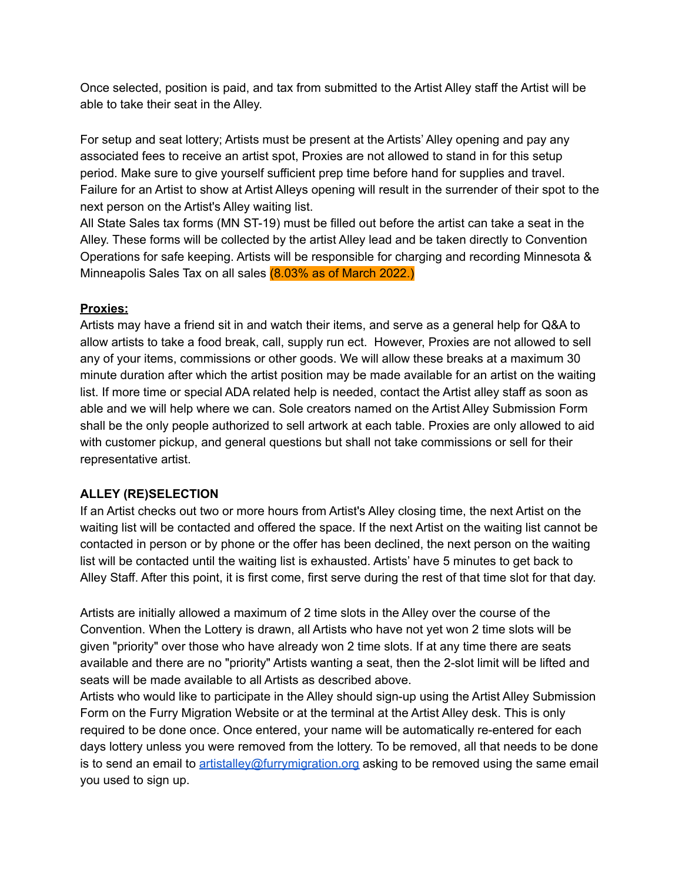Once selected, position is paid, and tax from submitted to the Artist Alley staff the Artist will be able to take their seat in the Alley.

For setup and seat lottery; Artists must be present at the Artists' Alley opening and pay any associated fees to receive an artist spot, Proxies are not allowed to stand in for this setup period. Make sure to give yourself sufficient prep time before hand for supplies and travel. Failure for an Artist to show at Artist Alleys opening will result in the surrender of their spot to the next person on the Artist's Alley waiting list.
All State Sales tax forms (MN ST-19) must be filled out before the artist can take a seat in the Alley. These forms will be collected by the artist Alley lead and be taken directly to Convention Operations for safe keeping. Artists will be responsible for charging and recording Minnesota & Minneapolis Sales Tax on all sales (8.03% as of March 2022.)

**Proxies:**
Artists may have a friend sit in and watch their items, and serve as a general help for Q&A to allow artists to take a food break, call, supply run ect. However, Proxies are not allowed to sell any of your items, commissions or other goods. We will allow these breaks at a maximum 30 minute duration after which the artist position may be made available for an artist on the waiting list. If more time or special ADA related help is needed, contact the Artist alley staff as soon as able and we will help where we can. Sole creators named on the Artist Alley Submission Form shall be the only people authorized to sell artwork at each table. Proxies are only allowed to aid with customer pickup, and general questions but shall not take commissions or sell for their representative artist.

**ALLEY (RE)SELECTION**
If an Artist checks out two or more hours from Artist's Alley closing time, the next Artist on the waiting list will be contacted and offered the space. If the next Artist on the waiting list cannot be contacted in person or by phone or the offer has been declined, the next person on the waiting list will be contacted until the waiting list is exhausted. Artists' have 5 minutes to get back to Alley Staff. After this point, it is first come, first serve during the rest of that time slot for that day.

Artists are initially allowed a maximum of 2 time slots in the Alley over the course of the Convention. When the Lottery is drawn, all Artists who have not yet won 2 time slots will be given "priority" over those who have already won 2 time slots. If at any time there are seats available and there are no "priority" Artists wanting a seat, then the 2-slot limit will be lifted and seats will be made available to all Artists as described above.
Artists who would like to participate in the Alley should sign-up using the Artist Alley Submission Form on the Furry Migration Website or at the terminal at the Artist Alley desk. This is only required to be done once. Once entered, your name will be automatically re-entered for each days lottery unless you were removed from the lottery. To be removed, all that needs to be done is to send an email to artistalley@furrymigration.org asking to be removed using the same email you used to sign up.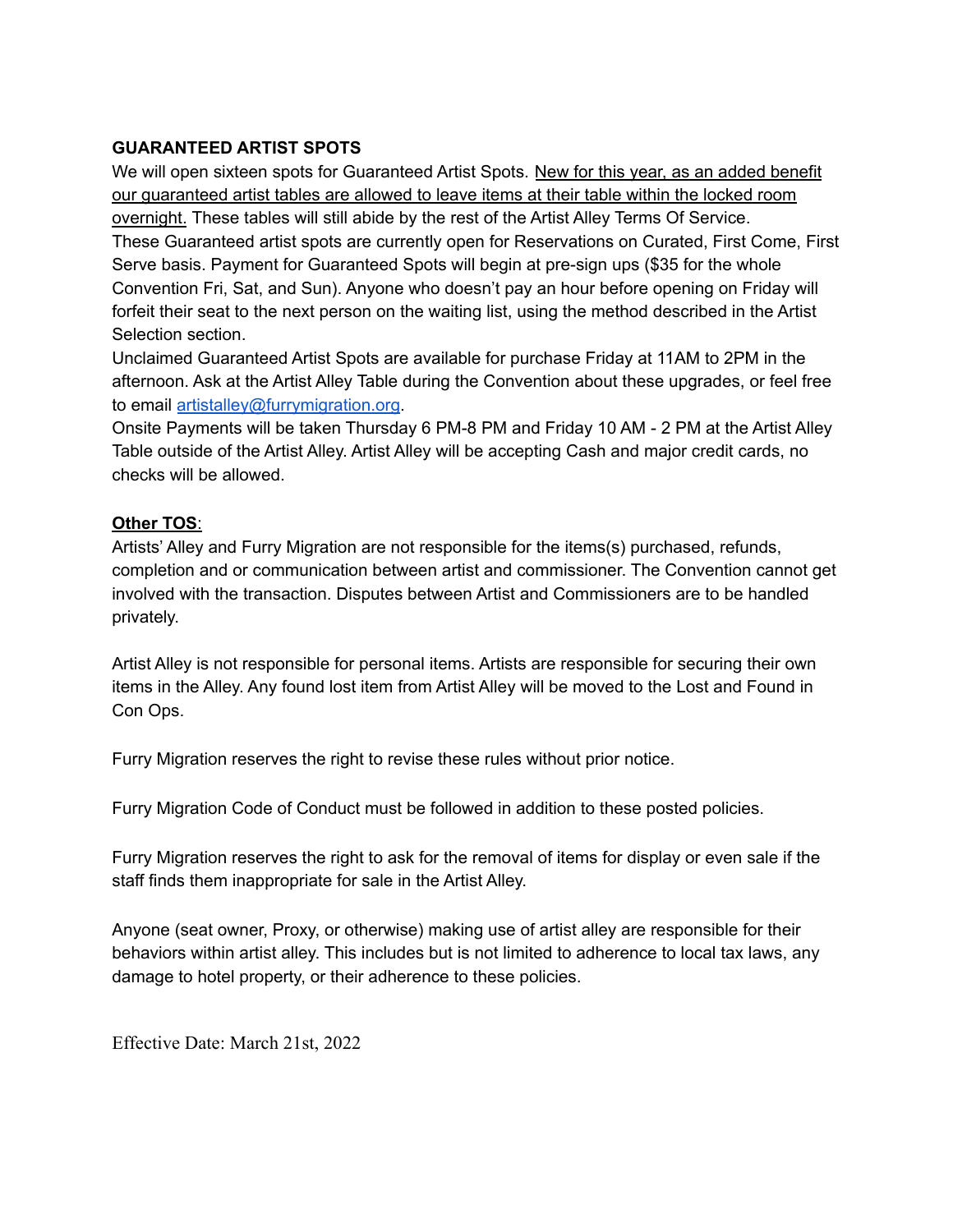**GUARANTEED ARTIST SPOTS**

We will open sixteen spots for Guaranteed Artist Spots. <u>New for this year, as an added benefit our guaranteed artist tables are allowed to leave items at their table within the locked room overnight.</u> These tables will still abide by the rest of the Artist Alley Terms Of Service.

These Guaranteed artist spots are currently open for Reservations on Curated, First Come, First Serve basis. Payment for Guaranteed Spots will begin at pre-sign ups ($35 for the whole Convention Fri, Sat, and Sun). Anyone who doesn't pay an hour before opening on Friday will forfeit their seat to the next person on the waiting list, using the method described in the Artist Selection section.

Unclaimed Guaranteed Artist Spots are available for purchase Friday at 11AM to 2PM in the afternoon. Ask at the Artist Alley Table during the Convention about these upgrades, or feel free to email [artistalley@furrymigration.org](mailto:artistalley@furrymigration.org).

Onsite Payments will be taken Thursday 6 PM-8 PM and Friday 10 AM - 2 PM at the Artist Alley Table outside of the Artist Alley. Artist Alley will be accepting Cash and major credit cards, no checks will be allowed.

**<u>Other TOS</u>**:

Artists' Alley and Furry Migration are not responsible for the items(s) purchased, refunds, completion and or communication between artist and commissioner. The Convention cannot get involved with the transaction. Disputes between Artist and Commissioners are to be handled privately.

Artist Alley is not responsible for personal items. Artists are responsible for securing their own items in the Alley. Any found lost item from Artist Alley will be moved to the Lost and Found in Con Ops.

Furry Migration reserves the right to revise these rules without prior notice.

Furry Migration Code of Conduct must be followed in addition to these posted policies.

Furry Migration reserves the right to ask for the removal of items for display or even sale if the staff finds them inappropriate for sale in the Artist Alley.

Anyone (seat owner, Proxy, or otherwise) making use of artist alley are responsible for their behaviors within artist alley. This includes but is not limited to adherence to local tax laws, any damage to hotel property, or their adherence to these policies.

Effective Date: March 21st, 2022